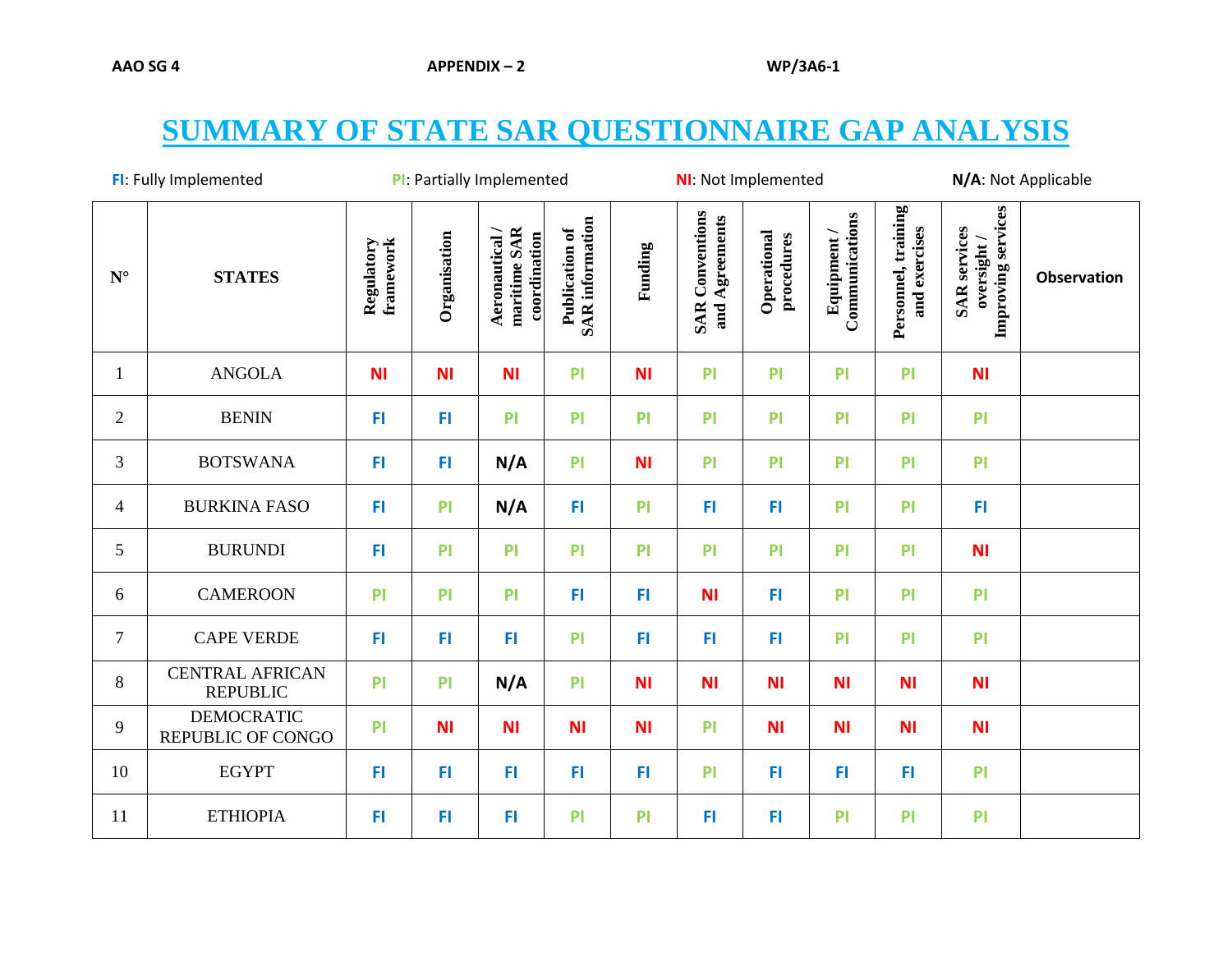# SUMMARY OF STATE SAR QUESTIONNAIRE GAP ANALYSIS

**FI**: Fully Implemented **PI**: Partially Implemented **NI**: Not Implemented **N/A**: Not Applicable

| N° | STATES | Regulatory framework | Organisation | Aeronautical / maritime SAR coordination | Publication of SAR information | Funding | SAR Conventions and Agreements | Operational procedures | Equipment / Communications | Personnel, training and exercises | SAR services oversight / Improving services | Observation |
|---|---|---|---|---|---|---|---|---|---|---|---|---|
| 1 | ANGOLA | NI | NI | NI | PI | NI | PI | PI | PI | PI | NI | |
| 2 | BENIN | FI | FI | PI | PI | PI | PI | PI | PI | PI | PI | |
| 3 | BOTSWANA | FI | FI | N/A | PI | NI | PI | PI | PI | PI | PI | |
| 4 | BURKINA FASO | FI | PI | N/A | FI | PI | FI | FI | PI | PI | FI | |
| 5 | BURUNDI | FI | PI | PI | PI | PI | PI | PI | PI | PI | NI | |
| 6 | CAMEROON | PI | PI | PI | FI | FI | NI | FI | PI | PI | PI | |
| 7 | CAPE VERDE | FI | FI | FI | PI | FI | FI | FI | PI | PI | PI | |
| 8 | CENTRAL AFRICAN REPUBLIC | PI | PI | N/A | PI | NI | NI | NI | NI | NI | NI | |
| 9 | DEMOCRATIC REPUBLIC OF CONGO | PI | NI | NI | NI | NI | PI | NI | NI | NI | NI | |
| 10 | EGYPT | FI | FI | FI | FI | FI | PI | FI | FI | FI | PI | |
| 11 | ETHIOPIA | FI | FI | FI | PI | PI | FI | FI | PI | PI | PI | |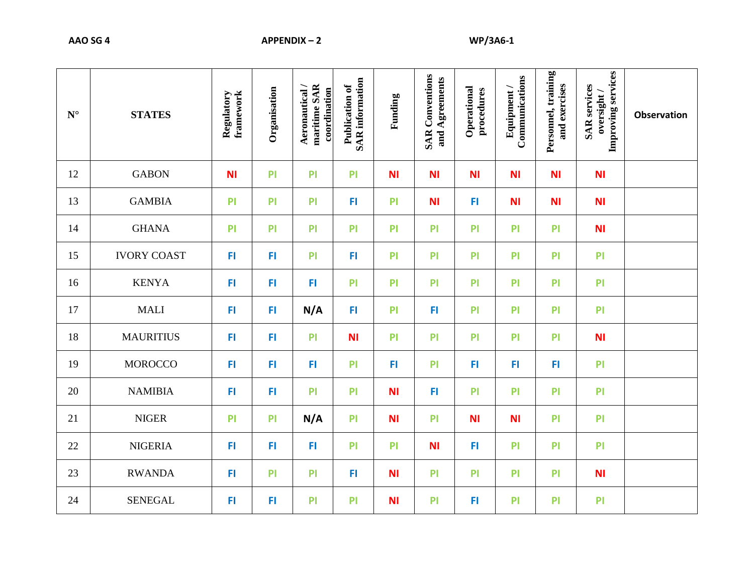| N° | STATES | Regulatory framework | Organisation | Aeronautical / maritime SAR coordination | Publication of SAR information | Funding | SAR Conventions and Agreements | Operational procedures | Equipment / Communications | Personnel, training and exercises | SAR services oversight / Improving services | Observation |
|---|---|---|---|---|---|---|---|---|---|---|---|---|
| 12 | GABON | NI | PI | PI | PI | NI | NI | NI | NI | NI | NI | |
| 13 | GAMBIA | PI | PI | PI | FI | PI | NI | FI | NI | NI | NI | |
| 14 | GHANA | PI | PI | PI | PI | PI | PI | PI | PI | PI | NI | |
| 15 | IVORY COAST | FI | FI | PI | FI | PI | PI | PI | PI | PI | PI | |
| 16 | KENYA | FI | FI | FI | PI | PI | PI | PI | PI | PI | PI | |
| 17 | MALI | FI | FI | N/A | FI | PI | FI | PI | PI | PI | PI | |
| 18 | MAURITIUS | FI | FI | PI | NI | PI | PI | PI | PI | PI | NI | |
| 19 | MOROCCO | FI | FI | FI | PI | FI | PI | FI | FI | FI | PI | |
| 20 | NAMIBIA | FI | FI | PI | PI | NI | FI | PI | PI | PI | PI | |
| 21 | NIGER | PI | PI | N/A | PI | NI | PI | NI | NI | PI | PI | |
| 22 | NIGERIA | FI | FI | FI | PI | PI | NI | FI | PI | PI | PI | |
| 23 | RWANDA | FI | PI | PI | FI | NI | PI | PI | PI | PI | NI | |
| 24 | SENEGAL | FI | FI | PI | PI | NI | PI | FI | PI | PI | PI | |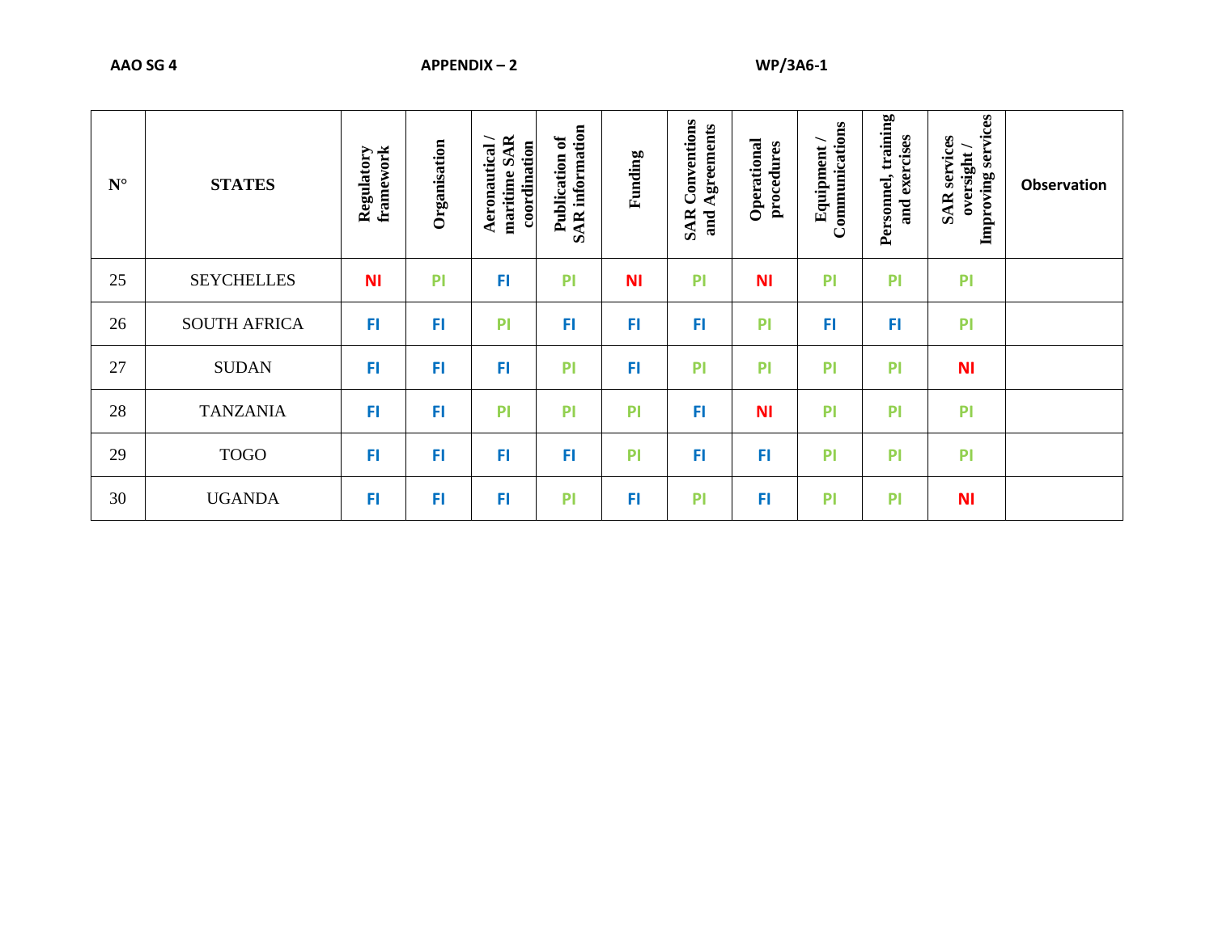| N° | STATES | Regulatory framework | Organisation | Aeronautical / maritime SAR coordination | Publication of SAR information | Funding | SAR Conventions and Agreements | Operational procedures | Equipment / Communications | Personnel, training and exercises | SAR services oversight / Improving services | Observation |
|---|---|---|---|---|---|---|---|---|---|---|---|---|
| 25 | SEYCHELLES | NI | PI | FI | PI | NI | PI | NI | PI | PI | PI | |
| 26 | SOUTH AFRICA | FI | FI | PI | FI | FI | FI | PI | FI | FI | PI | |
| 27 | SUDAN | FI | FI | FI | PI | FI | PI | PI | PI | PI | NI | |
| 28 | TANZANIA | FI | FI | PI | PI | PI | FI | NI | PI | PI | PI | |
| 29 | TOGO | FI | FI | FI | FI | PI | FI | FI | PI | PI | PI | |
| 30 | UGANDA | FI | FI | FI | PI | FI | PI | FI | PI | PI | NI | |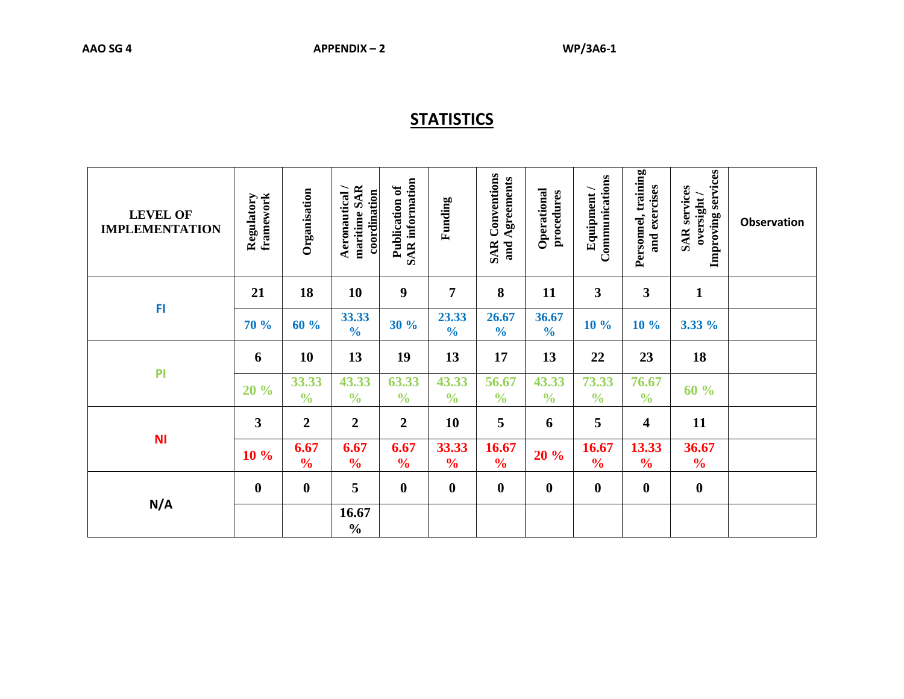# STATISTICS

| LEVEL OF IMPLEMENTATION | Regulatory framework | Organisation | Aeronautical / maritime SAR coordination | Publication of SAR information | Funding | SAR Conventions and Agreements | Operational procedures | Equipment / Communications | Personnel, training and exercises | SAR services oversight / Improving services | Observation |
|---|---|---|---|---|---|---|---|---|---|---|---|
| FI | 21 | 18 | 10 | 9 | 7 | 8 | 11 | 3 | 3 | 1 | |
| | 70 % | 60 % | 33.33 % | 30 % | 23.33 % | 26.67 % | 36.67 % | 10 % | 10 % | 3.33 % | |
| PI | 6 | 10 | 13 | 19 | 13 | 17 | 13 | 22 | 23 | 18 | |
| | 20 % | 33.33 % | 43.33 % | 63.33 % | 43.33 % | 56.67 % | 43.33 % | 73.33 % | 76.67 % | 60 % | |
| NI | 3 | 2 | 2 | 2 | 10 | 5 | 6 | 5 | 4 | 11 | |
| | 10 % | 6.67 % | 6.67 % | 6.67 % | 33.33 % | 16.67 % | 20 % | 16.67 % | 13.33 % | 36.67 % | |
| N/A | 0 | 0 | 5 | 0 | 0 | 0 | 0 | 0 | 0 | 0 | |
| | | | 16.67 % | | | | | | | | |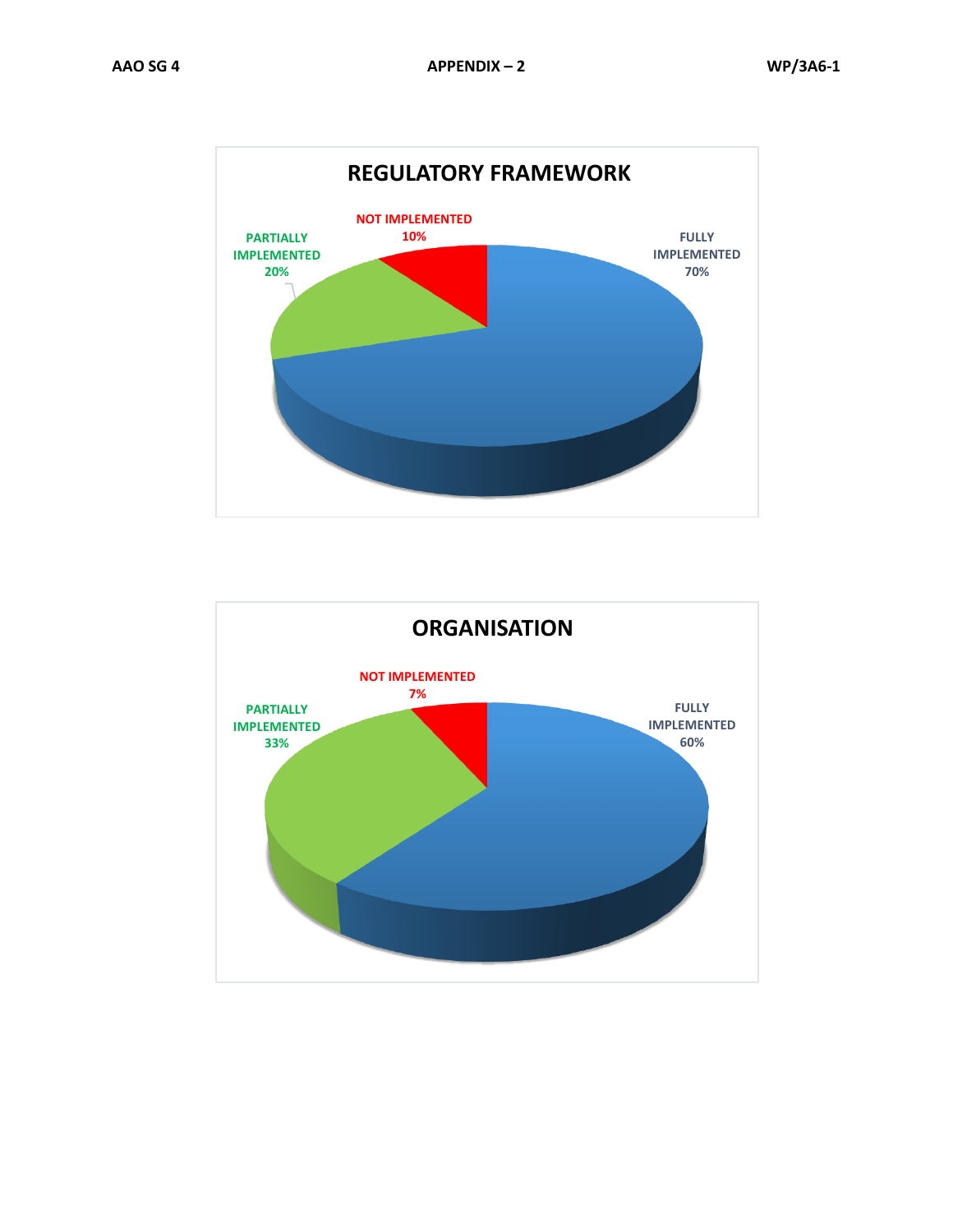## REGULATORY FRAMEWORK

NOT IMPLEMENTED
10%

PARTIALLY IMPLEMENTED
20%

FULLY IMPLEMENTED
70%

## ORGANISATION

NOT IMPLEMENTED
7%

PARTIALLY IMPLEMENTED
33%

FULLY IMPLEMENTED
60%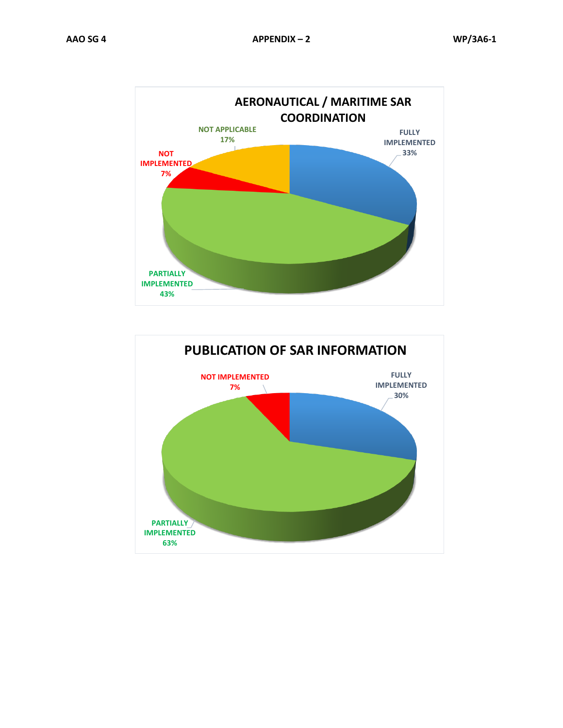**AERONAUTICAL / MARITIME SAR COORDINATION**

| Status | Percentage |
|---|---|
| FULLY IMPLEMENTED | 33% |
| PARTIALLY IMPLEMENTED | 43% |
| NOT IMPLEMENTED | 7% |
| NOT APPLICABLE | 17% |

**PUBLICATION OF SAR INFORMATION**

| Status | Percentage |
|---|---|
| FULLY IMPLEMENTED | 30% |
| PARTIALLY IMPLEMENTED | 63% |
| NOT IMPLEMENTED | 7% |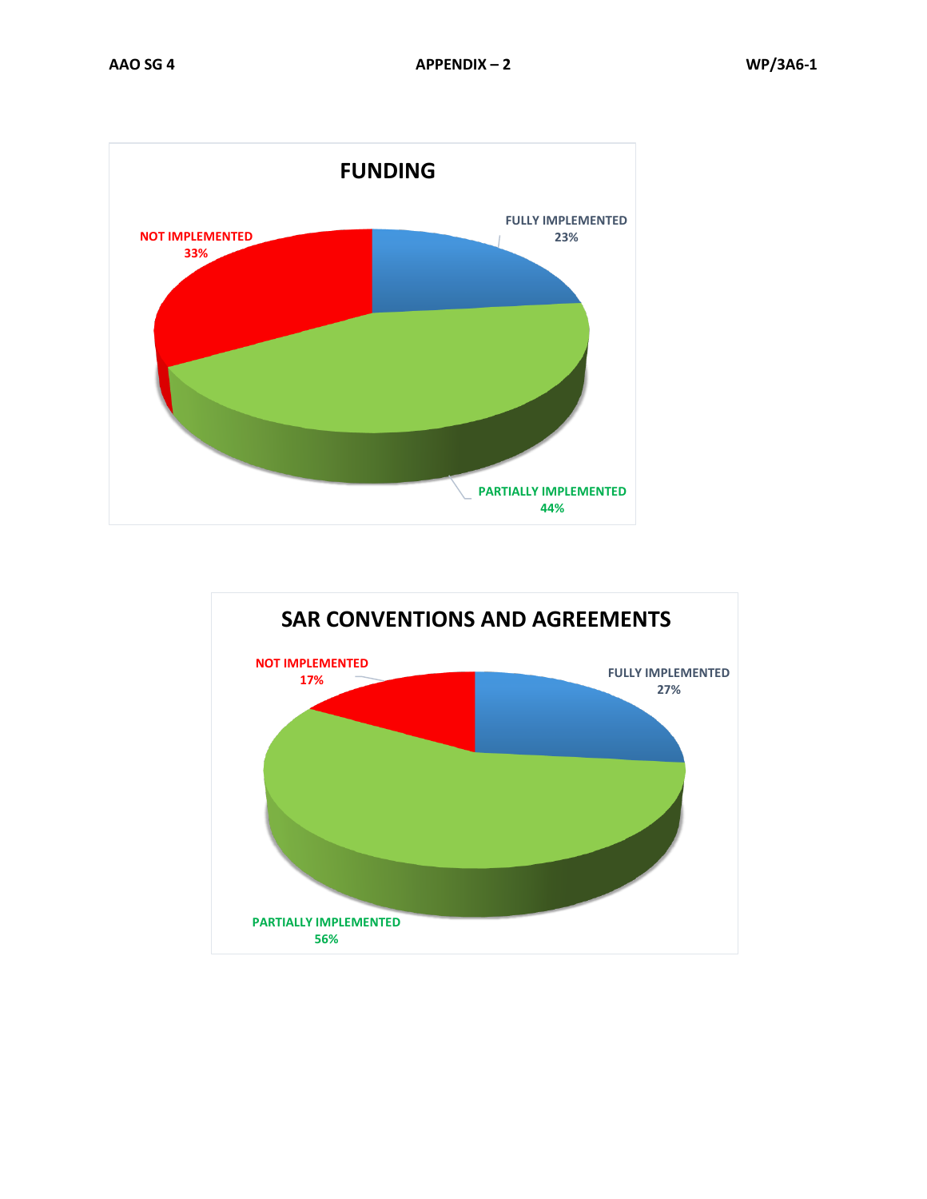**FUNDING**

NOT IMPLEMENTED
33%

FULLY IMPLEMENTED
23%

PARTIALLY IMPLEMENTED
44%

**SAR CONVENTIONS AND AGREEMENTS**

NOT IMPLEMENTED
17%

FULLY IMPLEMENTED
27%

PARTIALLY IMPLEMENTED
56%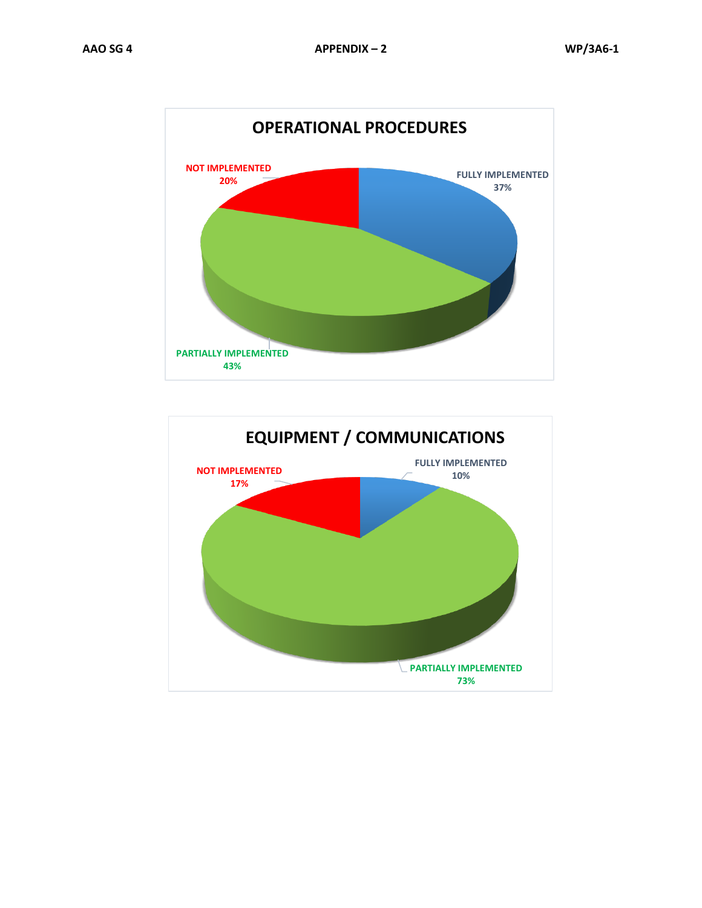## OPERATIONAL PROCEDURES

NOT IMPLEMENTED 20%

FULLY IMPLEMENTED 37%

PARTIALLY IMPLEMENTED 43%

## EQUIPMENT / COMMUNICATIONS

NOT IMPLEMENTED 17%

FULLY IMPLEMENTED 10%

PARTIALLY IMPLEMENTED 73%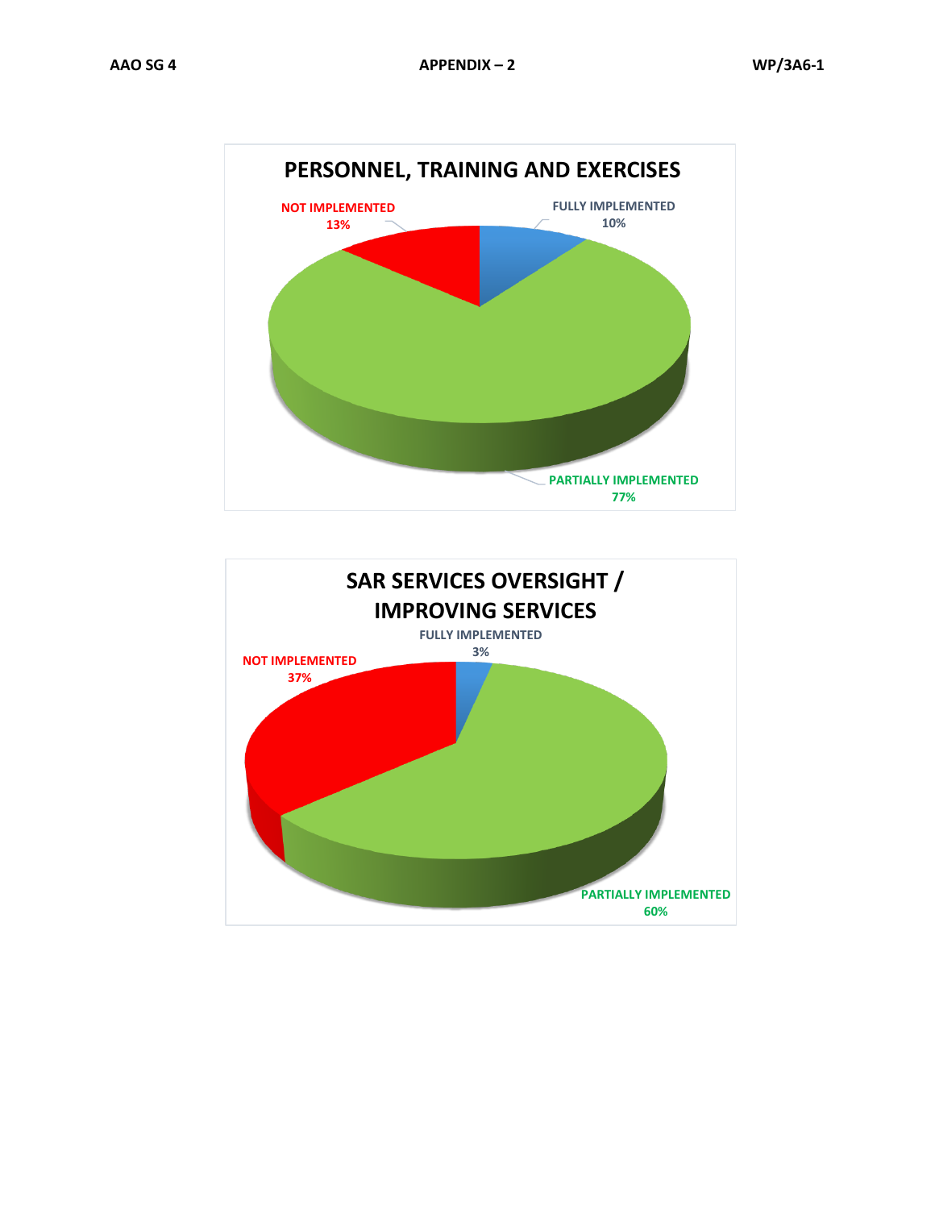PERSONNEL, TRAINING AND EXERCISES

NOT IMPLEMENTED
13%

FULLY IMPLEMENTED
10%

PARTIALLY IMPLEMENTED
77%

SAR SERVICES OVERSIGHT / IMPROVING SERVICES

FULLY IMPLEMENTED
3%

NOT IMPLEMENTED
37%

PARTIALLY IMPLEMENTED
60%